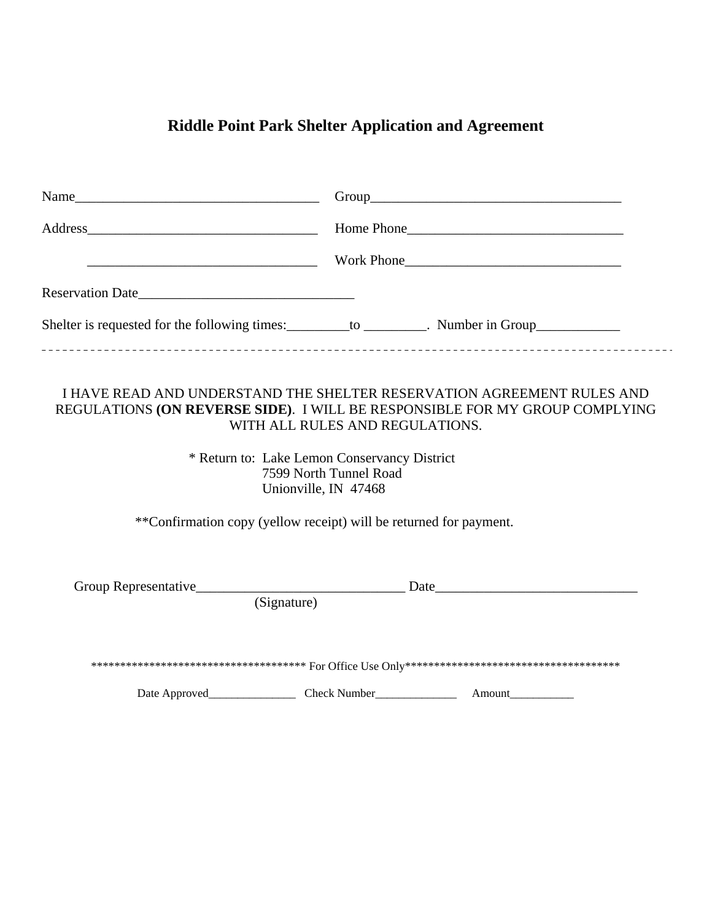# Riddle Point Park Shelter Application and Agreement

Name___________________________________ Group____________________________________

Address_________________________________ Home Phone_______________________________

_________________________________ Work Phone_______________________________

Reservation Date_______________________________

Shelter is requested for the following times:_________to _________. Number in Group____________

---

I HAVE READ AND UNDERSTAND THE SHELTER RESERVATION AGREEMENT RULES AND REGULATIONS **(ON REVERSE SIDE)**. I WILL BE RESPONSIBLE FOR MY GROUP COMPLYING WITH ALL RULES AND REGULATIONS.

\* Return to: Lake Lemon Conservancy District
7599 North Tunnel Road
Unionville, IN 47468

**Confirmation copy (yellow receipt) will be returned for payment.

Group Representative______________________________ Date_____________________________
(Signature)

************************************* For Office Use Only*************************************

Date Approved_______________ Check Number______________ Amount___________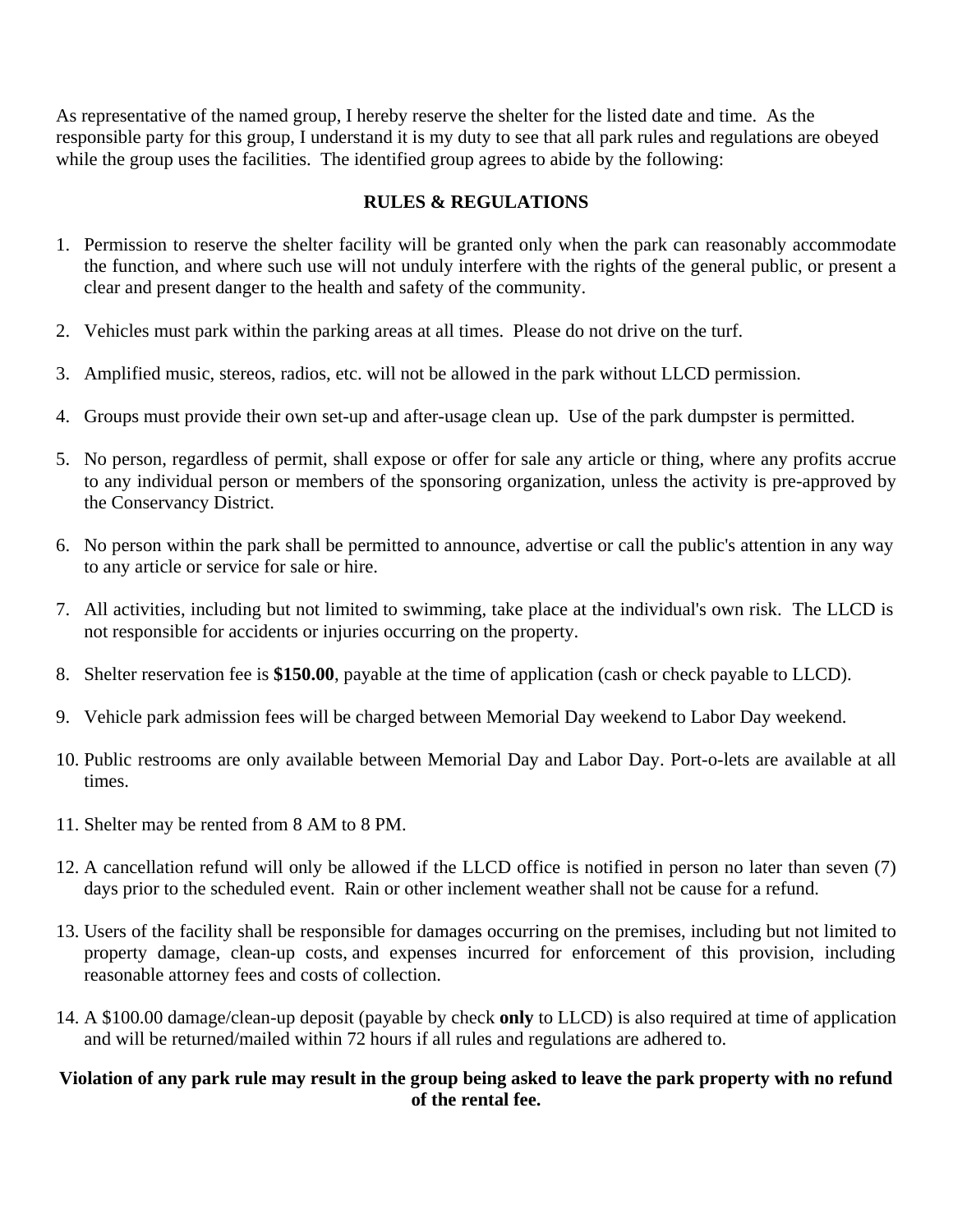As representative of the named group, I hereby reserve the shelter for the listed date and time. As the responsible party for this group, I understand it is my duty to see that all park rules and regulations are obeyed while the group uses the facilities. The identified group agrees to abide by the following:

## RULES & REGULATIONS

1. Permission to reserve the shelter facility will be granted only when the park can reasonably accommodate the function, and where such use will not unduly interfere with the rights of the general public, or present a clear and present danger to the health and safety of the community.

2. Vehicles must park within the parking areas at all times. Please do not drive on the turf.

3. Amplified music, stereos, radios, etc. will not be allowed in the park without LLCD permission.

4. Groups must provide their own set-up and after-usage clean up. Use of the park dumpster is permitted.

5. No person, regardless of permit, shall expose or offer for sale any article or thing, where any profits accrue to any individual person or members of the sponsoring organization, unless the activity is pre-approved by the Conservancy District.

6. No person within the park shall be permitted to announce, advertise or call the public's attention in any way to any article or service for sale or hire.

7. All activities, including but not limited to swimming, take place at the individual's own risk. The LLCD is not responsible for accidents or injuries occurring on the property.

8. Shelter reservation fee is **$150.00**, payable at the time of application (cash or check payable to LLCD).

9. Vehicle park admission fees will be charged between Memorial Day weekend to Labor Day weekend.

10. Public restrooms are only available between Memorial Day and Labor Day. Port-o-lets are available at all times.

11. Shelter may be rented from 8 AM to 8 PM.

12. A cancellation refund will only be allowed if the LLCD office is notified in person no later than seven (7) days prior to the scheduled event. Rain or other inclement weather shall not be cause for a refund.

13. Users of the facility shall be responsible for damages occurring on the premises, including but not limited to property damage, clean-up costs, and expenses incurred for enforcement of this provision, including reasonable attorney fees and costs of collection.

14. A $100.00 damage/clean-up deposit (payable by check **only** to LLCD) is also required at time of application and will be returned/mailed within 72 hours if all rules and regulations are adhered to.

**Violation of any park rule may result in the group being asked to leave the park property with no refund of the rental fee.**